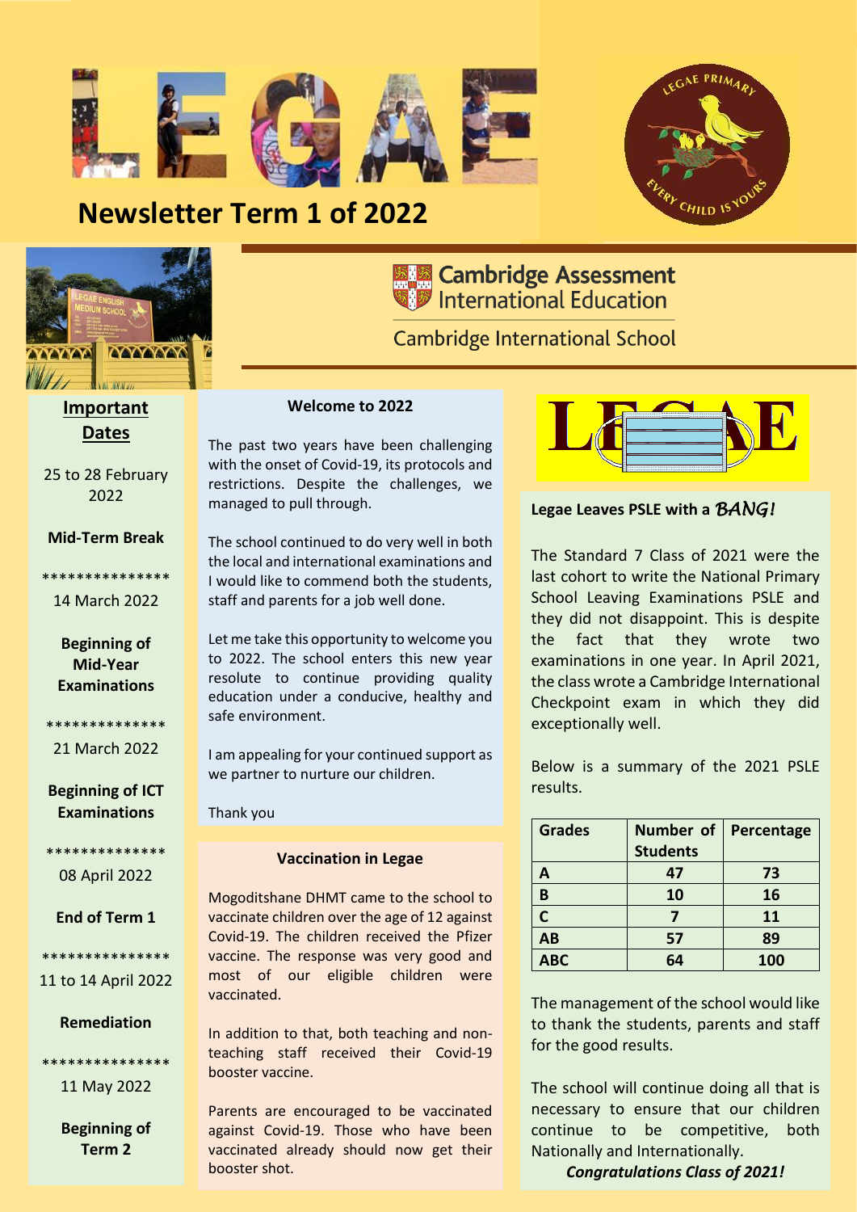# LEGAE

# Newsletter Term 1 of 2022

LEGAE PRIMARY — EVERY CHILD IS YOURS

Cambridge Assessment International Education

Cambridge International School

## Important Dates

25 to 28 February 2022

**Mid-Term Break**

***************

14 March 2022

**Beginning of Mid-Year Examinations**

**************

21 March 2022

**Beginning of ICT Examinations**

**************

08 April 2022

**End of Term 1**

***************

11 to 14 April 2022

**Remediation**

***************

11 May 2022

**Beginning of Term 2**

## Welcome to 2022

The past two years have been challenging with the onset of Covid-19, its protocols and restrictions. Despite the challenges, we managed to pull through.

The school continued to do very well in both the local and international examinations and I would like to commend both the students, staff and parents for a job well done.

Let me take this opportunity to welcome you to 2022. The school enters this new year resolute to continue providing quality education under a conducive, healthy and safe environment.

I am appealing for your continued support as we partner to nurture our children.

Thank you

## Vaccination in Legae

Mogoditshane DHMT came to the school to vaccinate children over the age of 12 against Covid-19. The children received the Pfizer vaccine. The response was very good and most of our eligible children were vaccinated.

In addition to that, both teaching and non-teaching staff received their Covid-19 booster vaccine.

Parents are encouraged to be vaccinated against Covid-19. Those who have been vaccinated already should now get their booster shot.

## Legae Leaves PSLE with a *BANG!*

The Standard 7 Class of 2021 were the last cohort to write the National Primary School Leaving Examinations PSLE and they did not disappoint. This is despite the fact that they wrote two examinations in one year. In April 2021, the class wrote a Cambridge International Checkpoint exam in which they did exceptionally well.

Below is a summary of the 2021 PSLE results.

| Grades | Number of Students | Percentage |
| --- | --- | --- |
| A | 47 | 73 |
| B | 10 | 16 |
| C | 7 | 11 |
| AB | 57 | 89 |
| ABC | 64 | 100 |

The management of the school would like to thank the students, parents and staff for the good results.

The school will continue doing all that is necessary to ensure that our children continue to be competitive, both Nationally and Internationally.

***Congratulations Class of 2021!***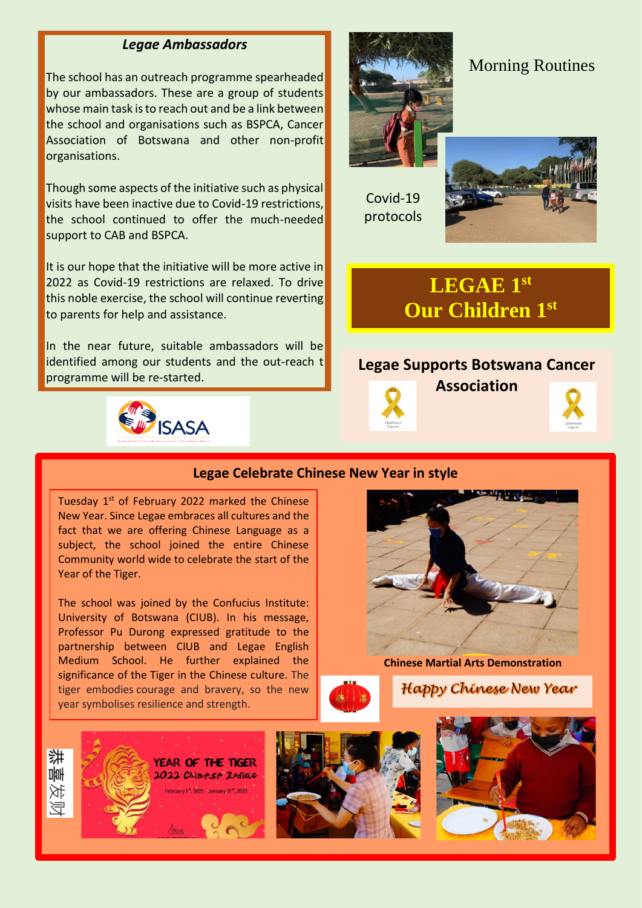## *Legae Ambassadors*

The school has an outreach programme spearheaded by our ambassadors. These are a group of students whose main task is to reach out and be a link between the school and organisations such as BSPCA, Cancer Association of Botswana and other non-profit organisations.

Though some aspects of the initiative such as physical visits have been inactive due to Covid-19 restrictions, the school continued to offer the much-needed support to CAB and BSPCA.

It is our hope that the initiative will be more active in 2022 as Covid-19 restrictions are relaxed. To drive this noble exercise, the school will continue reverting to parents for help and assistance.

In the near future, suitable ambassadors will be identified among our students and the out-reach t programme will be re-started.

ISASA

## Morning Routines

Covid-19 protocols

## LEGAE 1st Our Children 1st

## Legae Supports Botswana Cancer Association

## Legae Celebrate Chinese New Year in style

Tuesday 1st of February 2022 marked the Chinese New Year. Since Legae embraces all cultures and the fact that we are offering Chinese Language as a subject, the school joined the entire Chinese Community world wide to celebrate the start of the Year of the Tiger.

The school was joined by the Confucius Institute: University of Botswana (CIUB). In his message, Professor Pu Durong expressed gratitude to the partnership between CIUB and Legae English Medium School. He further explained the significance of the Tiger in the Chinese culture. The tiger embodies courage and bravery, so the new year symbolises resilience and strength.

**Chinese Martial Arts Demonstration**

*Happy Chinese New Year*

恭喜发财

YEAR OF THE TIGER
2022 Chinese Zodiac
February 1st, 2022 - January 31st, 2023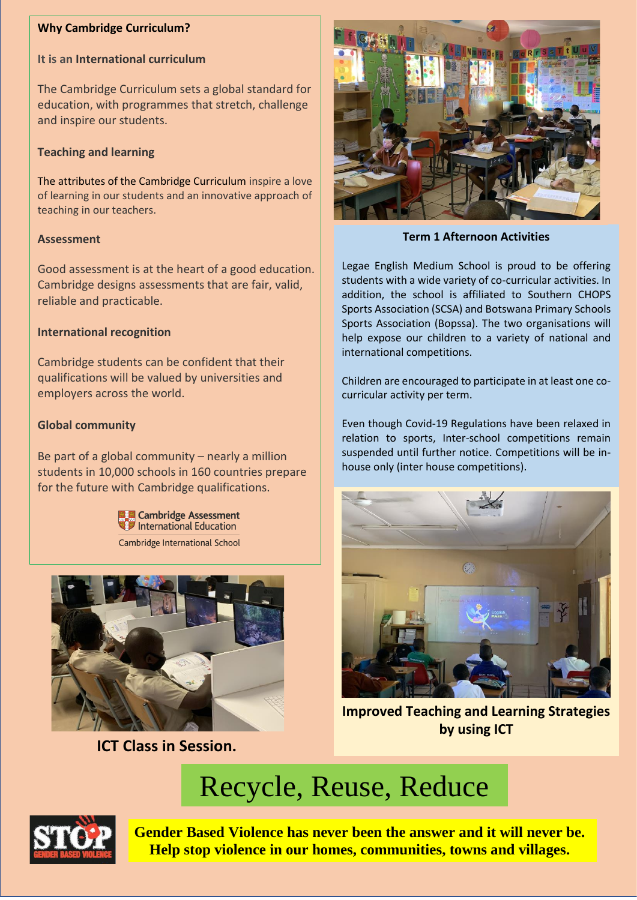## Why Cambridge Curriculum?

### It is an International curriculum

The Cambridge Curriculum sets a global standard for education, with programmes that stretch, challenge and inspire our students.

### Teaching and learning

The attributes of the Cambridge Curriculum inspire a love of learning in our students and an innovative approach of teaching in our teachers.

### Assessment

Good assessment is at the heart of a good education. Cambridge designs assessments that are fair, valid, reliable and practicable.

### International recognition

Cambridge students can be confident that their qualifications will be valued by universities and employers across the world.

### Global community

Be part of a global community – nearly a million students in 10,000 schools in 160 countries prepare for the future with Cambridge qualifications.

Cambridge Assessment International Education

Cambridge International School

**ICT Class in Session.**

## Term 1 Afternoon Activities

Legae English Medium School is proud to be offering students with a wide variety of co-curricular activities. In addition, the school is affiliated to Southern CHOPS Sports Association (SCSA) and Botswana Primary Schools Sports Association (Bopssa). The two organisations will help expose our children to a variety of national and international competitions.

Children are encouraged to participate in at least one co-curricular activity per term.

Even though Covid-19 Regulations have been relaxed in relation to sports, Inter-school competitions remain suspended until further notice. Competitions will be in-house only (inter house competitions).

**Improved Teaching and Learning Strategies by using ICT**

# Recycle, Reuse, Reduce

STOP GENDER BASED VIOLENCE

**Gender Based Violence has never been the answer and it will never be. Help stop violence in our homes, communities, towns and villages.**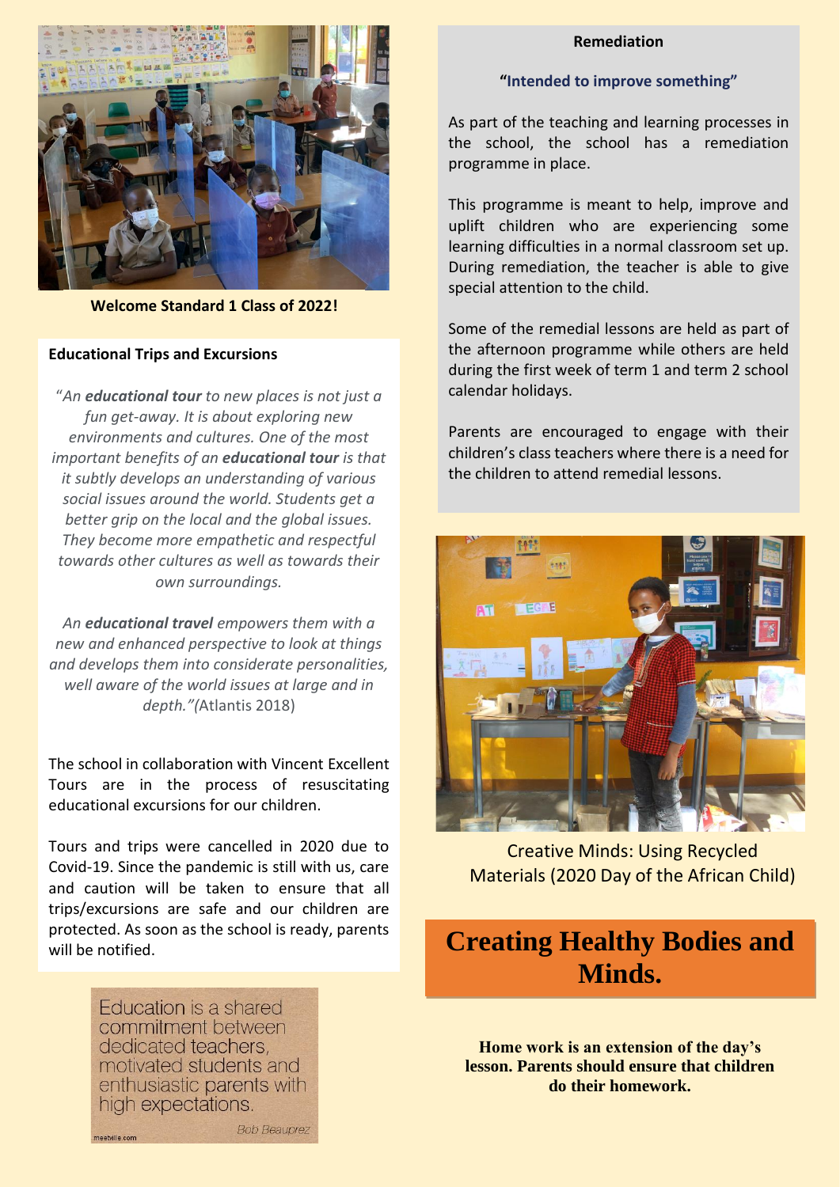**Welcome Standard 1 Class of 2022!**

### Educational Trips and Excursions

*"An **educational tour** to new places is not just a fun get-away. It is about exploring new environments and cultures. One of the most important benefits of an **educational tour** is that it subtly develops an understanding of various social issues around the world. Students get a better grip on the local and the global issues. They become more empathetic and respectful towards other cultures as well as towards their own surroundings.*

*An **educational travel** empowers them with a new and enhanced perspective to look at things and develops them into considerate personalities, well aware of the world issues at large and in depth."*(Atlantis 2018)

The school in collaboration with Vincent Excellent Tours are in the process of resuscitating educational excursions for our children.

Tours and trips were cancelled in 2020 due to Covid-19. Since the pandemic is still with us, care and caution will be taken to ensure that all trips/excursions are safe and our children are protected. As soon as the school is ready, parents will be notified.

Education is a shared commitment between dedicated teachers, motivated students and enthusiastic parents with high expectations.

Bob Beauprez

### Remediation

**"Intended to improve something"**

As part of the teaching and learning processes in the school, the school has a remediation programme in place.

This programme is meant to help, improve and uplift children who are experiencing some learning difficulties in a normal classroom set up. During remediation, the teacher is able to give special attention to the child.

Some of the remedial lessons are held as part of the afternoon programme while others are held during the first week of term 1 and term 2 school calendar holidays.

Parents are encouraged to engage with their children's class teachers where there is a need for the children to attend remedial lessons.

Creative Minds: Using Recycled Materials (2020 Day of the African Child)

## Creating Healthy Bodies and Minds.

**Home work is an extension of the day's lesson. Parents should ensure that children do their homework.**